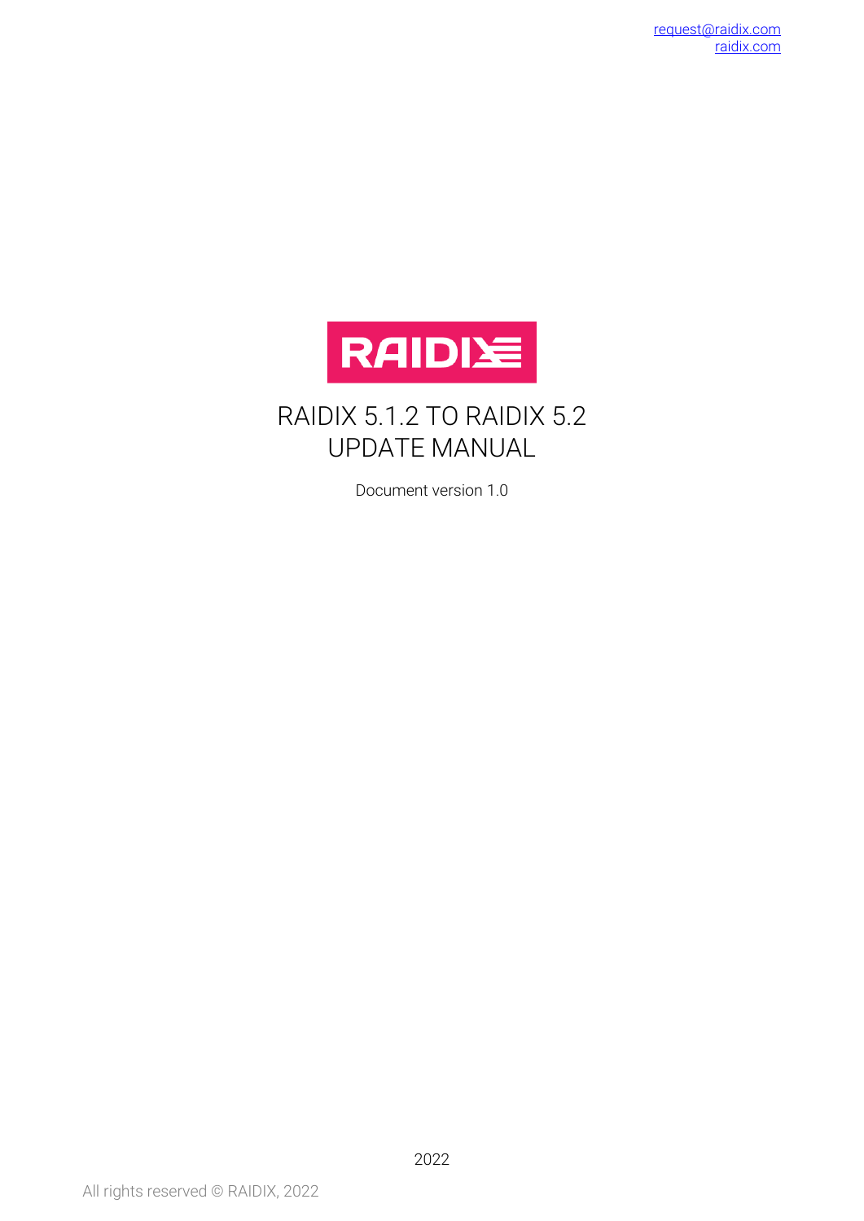request@raidix.com
raidix.com

RAIDIX

# RAIDIX 5.1.2 TO RAIDIX 5.2 UPDATE MANUAL

Document version 1.0

2022

All rights reserved © RAIDIX, 2022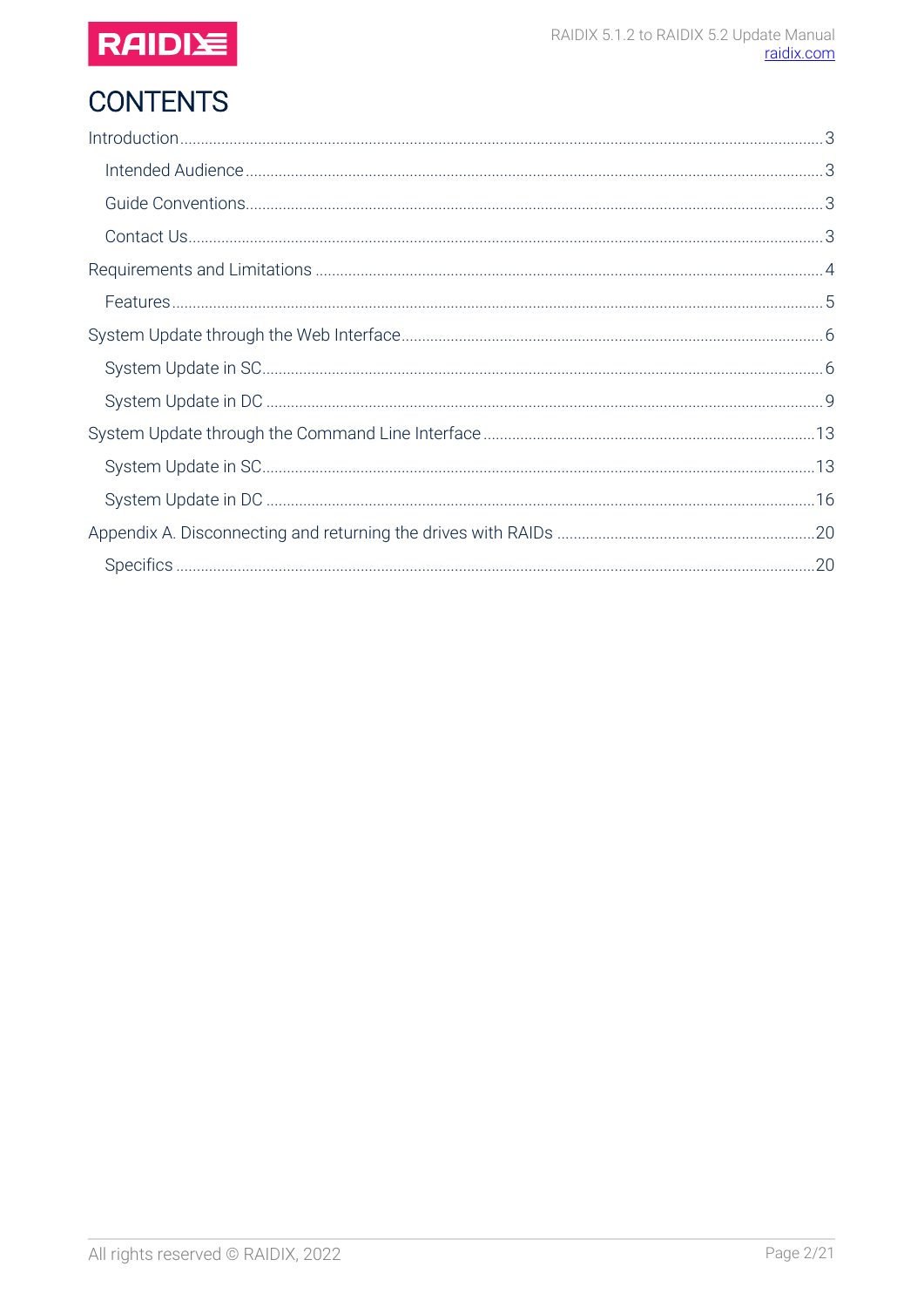# CONTENTS

- Introduction ... 3
  - Intended Audience ... 3
  - Guide Conventions ... 3
  - Contact Us ... 3
- Requirements and Limitations ... 4
  - Features ... 5
- System Update through the Web Interface ... 6
  - System Update in SC ... 6
  - System Update in DC ... 9
- System Update through the Command Line Interface ... 13
  - System Update in SC ... 13
  - System Update in DC ... 16
- Appendix A. Disconnecting and returning the drives with RAIDs ... 20
  - Specifics ... 20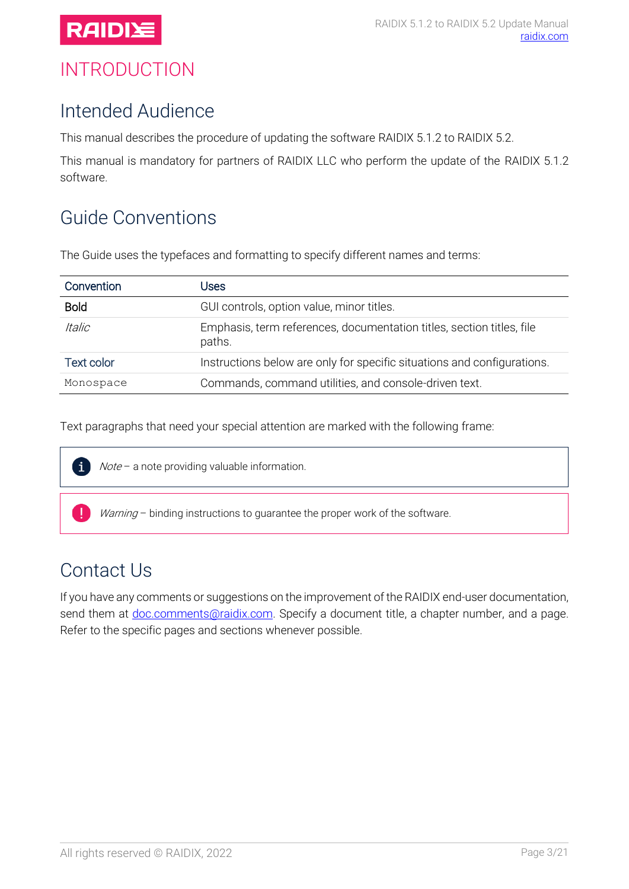# INTRODUCTION

## Intended Audience

This manual describes the procedure of updating the software RAIDIX 5.1.2 to RAIDIX 5.2.

This manual is mandatory for partners of RAIDIX LLC who perform the update of the RAIDIX 5.1.2 software.

## Guide Conventions

The Guide uses the typefaces and formatting to specify different names and terms:

| Convention | Uses |
|---|---|
| **Bold** | GUI controls, option value, minor titles. |
| *Italic* | Emphasis, term references, documentation titles, section titles, file paths. |
| Text color | Instructions below are only for specific situations and configurations. |
| `Monospace` | Commands, command utilities, and console-driven text. |

Text paragraphs that need your special attention are marked with the following frame:

> *Note* – a note providing valuable information.

> *Warning* – binding instructions to guarantee the proper work of the software.

## Contact Us

If you have any comments or suggestions on the improvement of the RAIDIX end-user documentation, send them at doc.comments@raidix.com. Specify a document title, a chapter number, and a page. Refer to the specific pages and sections whenever possible.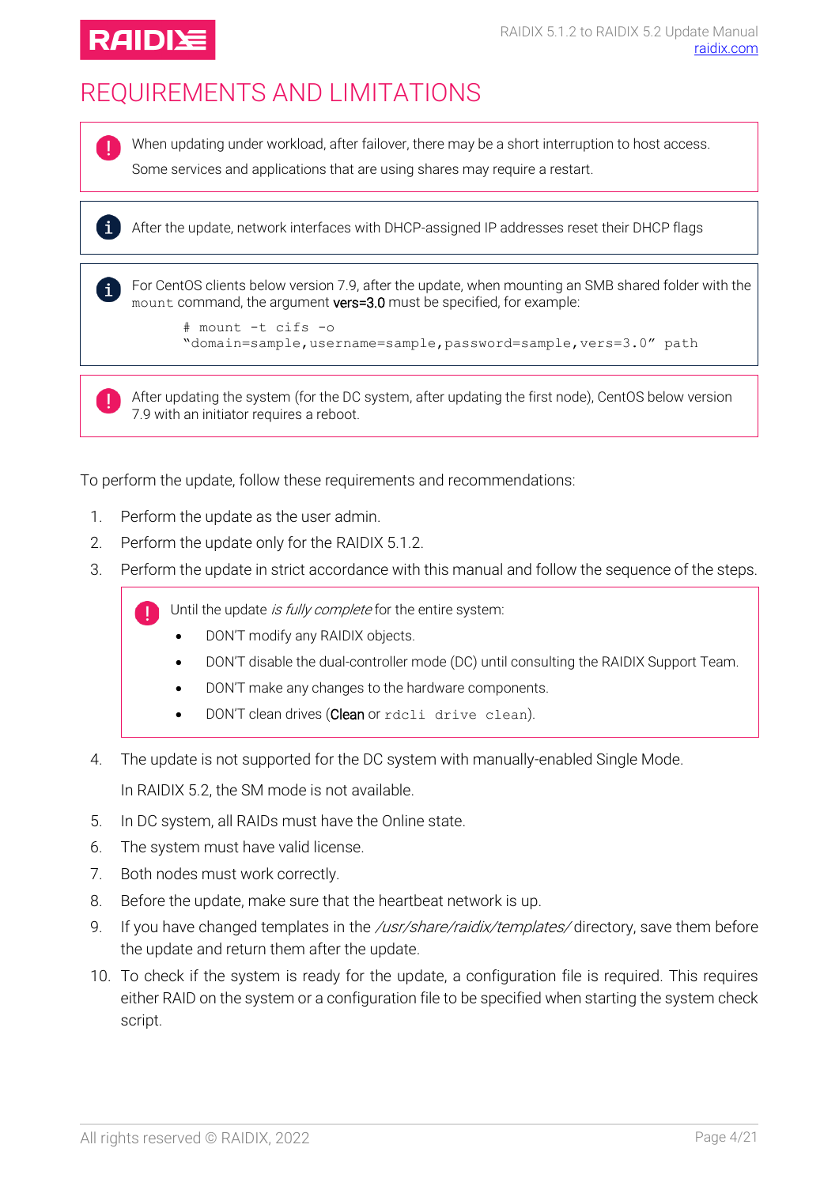# REQUIREMENTS AND LIMITATIONS

> When updating under workload, after failover, there may be a short interruption to host access.
>
> Some services and applications that are using shares may require a restart.

> After the update, network interfaces with DHCP-assigned IP addresses reset their DHCP flags

> For CentOS clients below version 7.9, after the update, when mounting an SMB shared folder with the `mount` command, the argument **vers=3.0** must be specified, for example:
>
> ```
> # mount -t cifs -o
> "domain=sample,username=sample,password=sample,vers=3.0" path
> ```

> After updating the system (for the DC system, after updating the first node), CentOS below version 7.9 with an initiator requires a reboot.

To perform the update, follow these requirements and recommendations:

1. Perform the update as the user admin.
2. Perform the update only for the RAIDIX 5.1.2.
3. Perform the update in strict accordance with this manual and follow the sequence of the steps.

   > Until the update *is fully complete* for the entire system:
   >
   > - DON'T modify any RAIDIX objects.
   > - DON'T disable the dual-controller mode (DC) until consulting the RAIDIX Support Team.
   > - DON'T make any changes to the hardware components.
   > - DON'T clean drives (**Clean** or `rdcli drive clean`).

4. The update is not supported for the DC system with manually-enabled Single Mode.

   In RAIDIX 5.2, the SM mode is not available.

5. In DC system, all RAIDs must have the Online state.
6. The system must have valid license.
7. Both nodes must work correctly.
8. Before the update, make sure that the heartbeat network is up.
9. If you have changed templates in the */usr/share/raidix/templates/* directory, save them before the update and return them after the update.
10. To check if the system is ready for the update, a configuration file is required. This requires either RAID on the system or a configuration file to be specified when starting the system check script.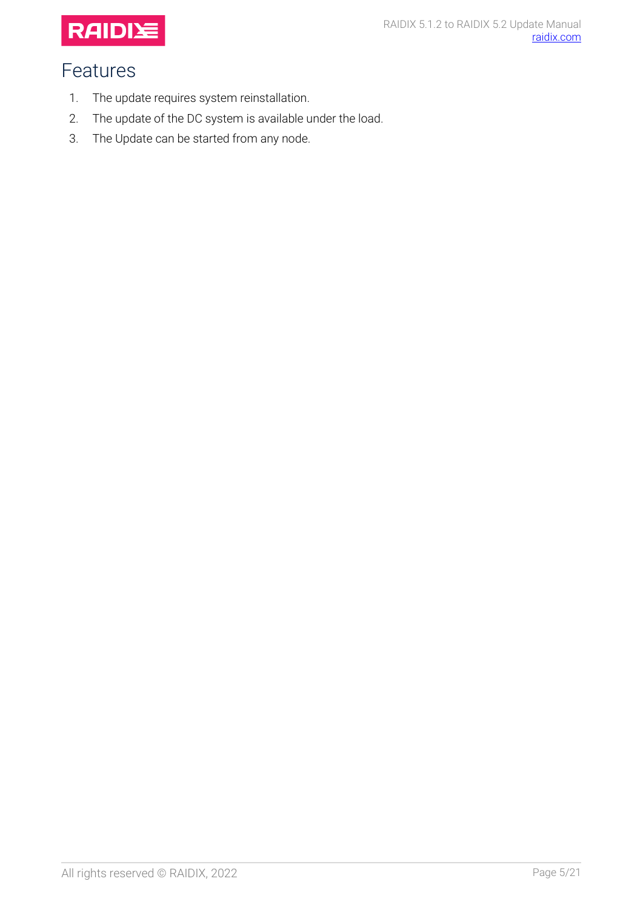# Features

1. The update requires system reinstallation.
2. The update of the DC system is available under the load.
3. The Update can be started from any node.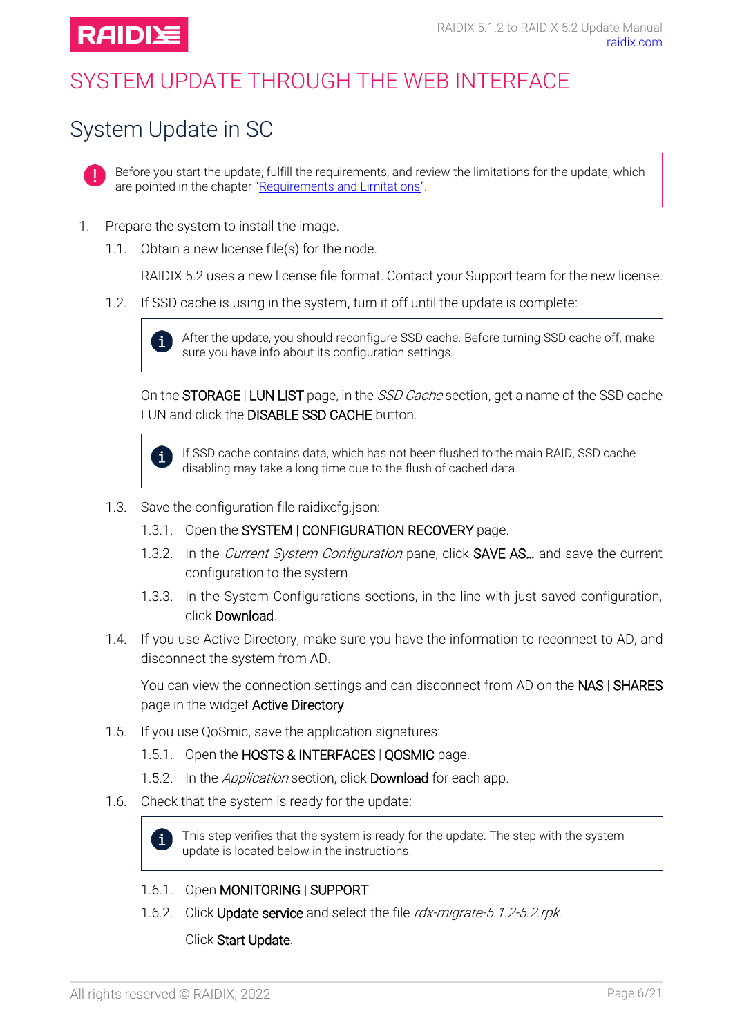# SYSTEM UPDATE THROUGH THE WEB INTERFACE

## System Update in SC

> Before you start the update, fulfill the requirements, and review the limitations for the update, which are pointed in the chapter "Requirements and Limitations".

1. Prepare the system to install the image.

   1.1. Obtain a new license file(s) for the node.

   RAIDIX 5.2 uses a new license file format. Contact your Support team for the new license.

   1.2. If SSD cache is using in the system, turn it off until the update is complete:

   > After the update, you should reconfigure SSD cache. Before turning SSD cache off, make sure you have info about its configuration settings.

   On the **STORAGE** | **LUN LIST** page, in the *SSD Cache* section, get a name of the SSD cache LUN and click the **DISABLE SSD CACHE** button.

   > If SSD cache contains data, which has not been flushed to the main RAID, SSD cache disabling may take a long time due to the flush of cached data.

   1.3. Save the configuration file raidixcfg.json:

   1.3.1. Open the **SYSTEM** | **CONFIGURATION RECOVERY** page.

   1.3.2. In the *Current System Configuration* pane, click **SAVE AS…** and save the current configuration to the system.

   1.3.3. In the System Configurations sections, in the line with just saved configuration, click **Download**.

   1.4. If you use Active Directory, make sure you have the information to reconnect to AD, and disconnect the system from AD.

   You can view the connection settings and can disconnect from AD on the **NAS** | **SHARES** page in the widget **Active Directory**.

   1.5. If you use QoSmic, save the application signatures:

   1.5.1. Open the **HOSTS & INTERFACES** | **QOSMIC** page.

   1.5.2. In the *Application* section, click **Download** for each app.

   1.6. Check that the system is ready for the update:

   > This step verifies that the system is ready for the update. The step with the system update is located below in the instructions.

   1.6.1. Open **MONITORING** | **SUPPORT**.

   1.6.2. Click **Update service** and select the file *rdx-migrate-5.1.2-5.2.rpk*.

   Click **Start Update**.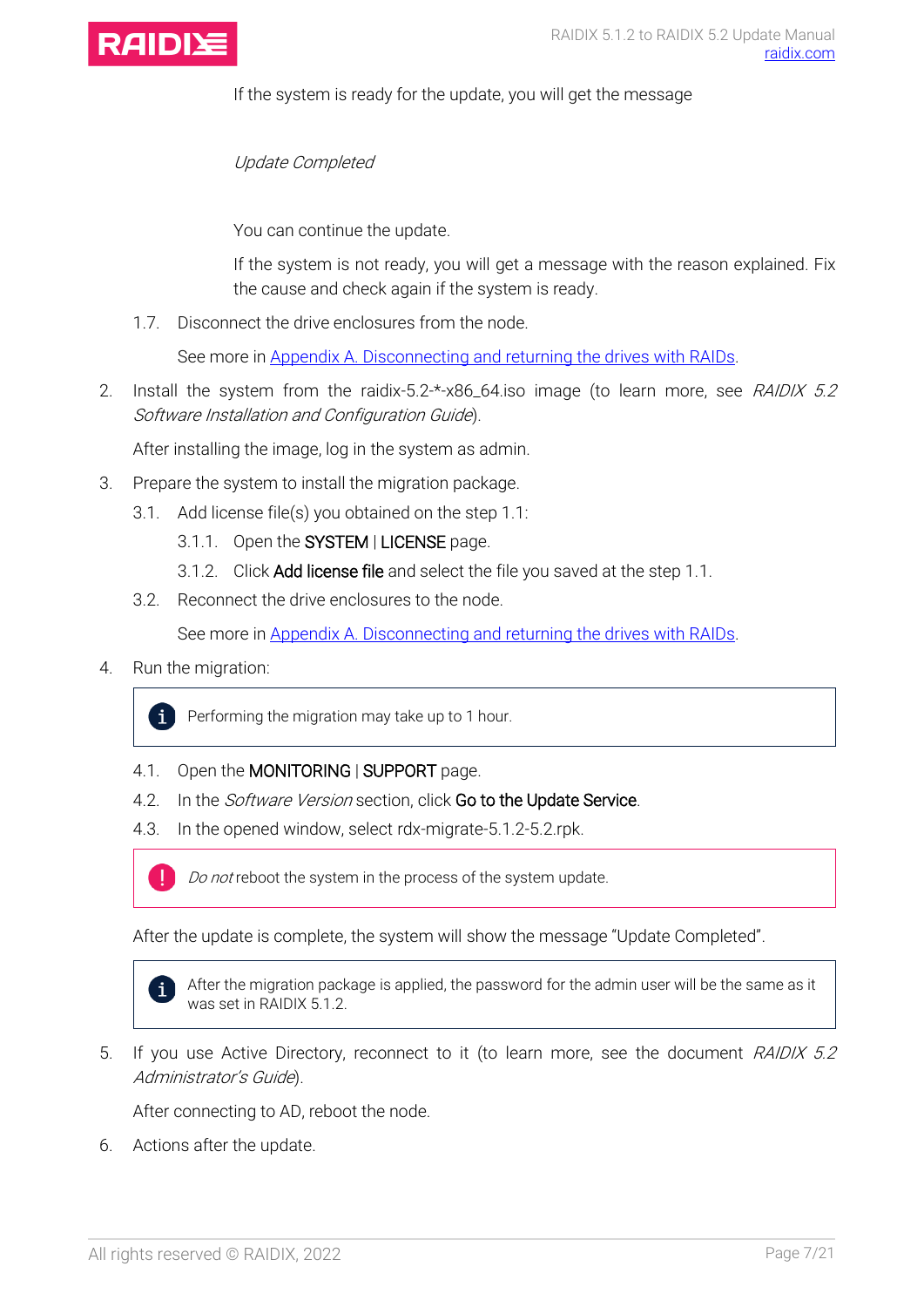If the system is ready for the update, you will get the message

*Update Completed*

You can continue the update.

If the system is not ready, you will get a message with the reason explained. Fix the cause and check again if the system is ready.

1.7. Disconnect the drive enclosures from the node.

See more in Appendix A. Disconnecting and returning the drives with RAIDs.

2. Install the system from the raidix-5.2-*-x86_64.iso image (to learn more, see *RAIDIX 5.2 Software Installation and Configuration Guide*).

   After installing the image, log in the system as admin.

3. Prepare the system to install the migration package.

   3.1. Add license file(s) you obtained on the step 1.1:

   3.1.1. Open the **SYSTEM** | **LICENSE** page.

   3.1.2. Click **Add license file** and select the file you saved at the step 1.1.

   3.2. Reconnect the drive enclosures to the node.

   See more in Appendix A. Disconnecting and returning the drives with RAIDs.

4. Run the migration:

   > Performing the migration may take up to 1 hour.

   4.1. Open the **MONITORING** | **SUPPORT** page.

   4.2. In the *Software Version* section, click **Go to the Update Service**.

   4.3. In the opened window, select rdx-migrate-5.1.2-5.2.rpk.

   > *Do not* reboot the system in the process of the system update.

   After the update is complete, the system will show the message "Update Completed".

   > After the migration package is applied, the password for the admin user will be the same as it was set in RAIDIX 5.1.2.

5. If you use Active Directory, reconnect to it (to learn more, see the document *RAIDIX 5.2 Administrator's Guide*).

   After connecting to AD, reboot the node.

6. Actions after the update.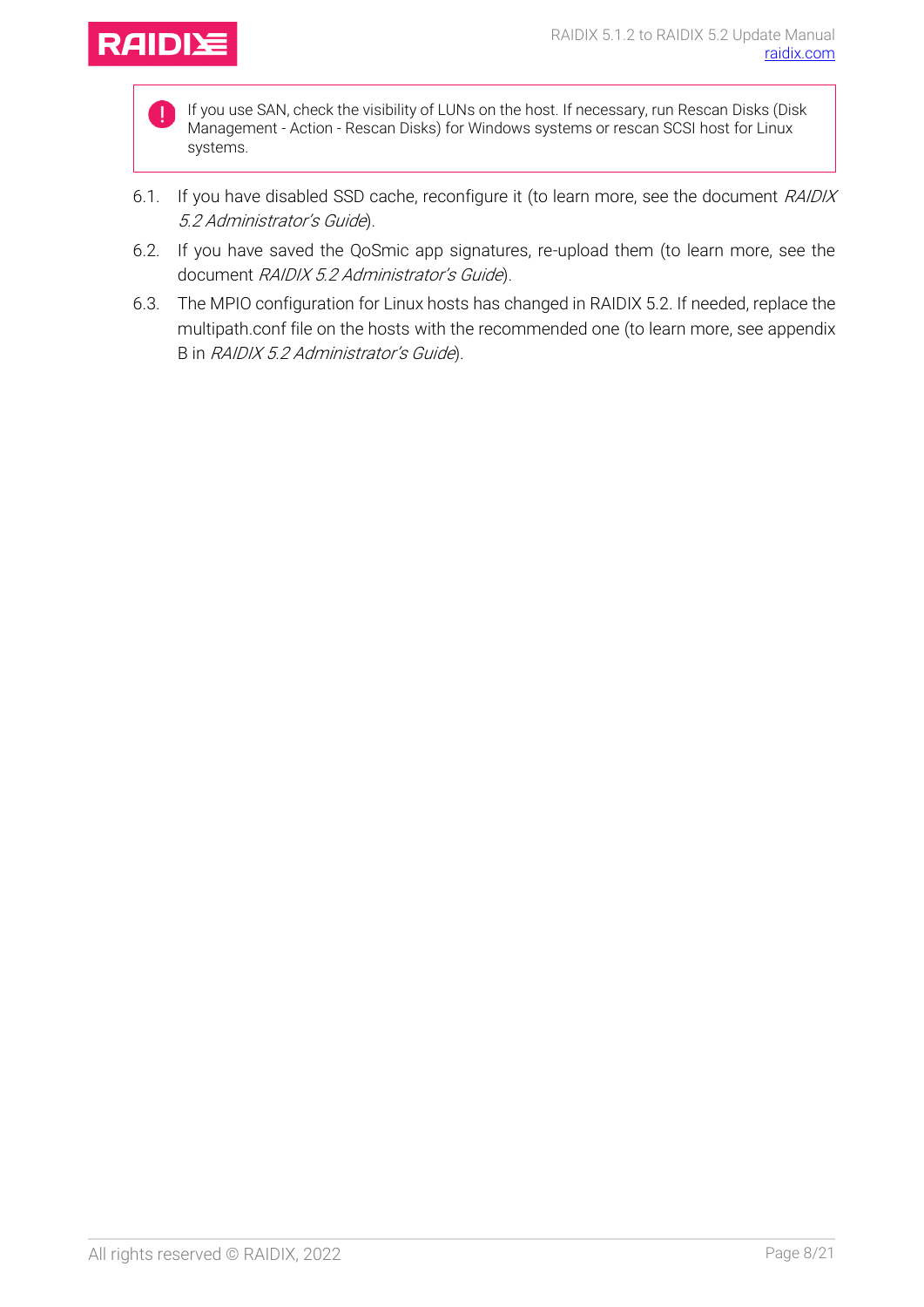> **!** If you use SAN, check the visibility of LUNs on the host. If necessary, run Rescan Disks (Disk Management - Action - Rescan Disks) for Windows systems or rescan SCSI host for Linux systems.

6.1. If you have disabled SSD cache, reconfigure it (to learn more, see the document *RAIDIX 5.2 Administrator's Guide*).

6.2. If you have saved the QoSmic app signatures, re-upload them (to learn more, see the document *RAIDIX 5.2 Administrator's Guide*).

6.3. The MPIO configuration for Linux hosts has changed in RAIDIX 5.2. If needed, replace the multipath.conf file on the hosts with the recommended one (to learn more, see appendix B in *RAIDIX 5.2 Administrator's Guide*).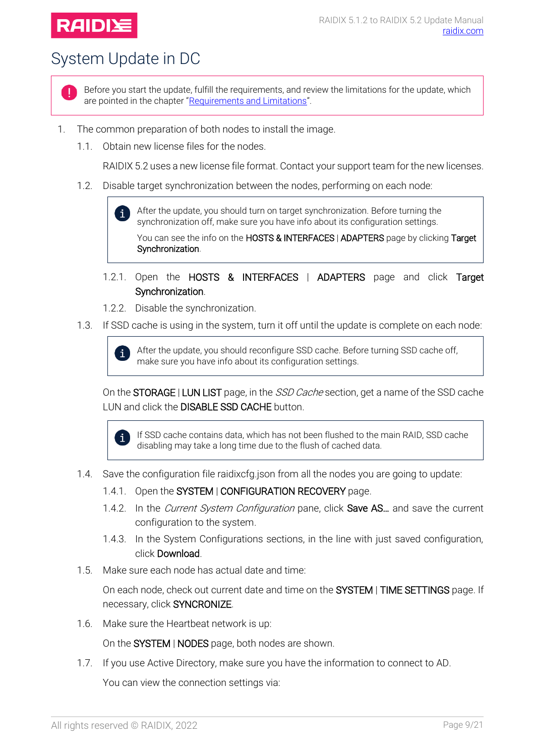# System Update in DC

> Before you start the update, fulfill the requirements, and review the limitations for the update, which are pointed in the chapter "Requirements and Limitations".

1. The common preparation of both nodes to install the image.

   1.1. Obtain new license files for the nodes.

   RAIDIX 5.2 uses a new license file format. Contact your support team for the new licenses.

   1.2. Disable target synchronization between the nodes, performing on each node:

   > After the update, you should turn on target synchronization. Before turning the synchronization off, make sure you have info about its configuration settings.
   >
   > You can see the info on the HOSTS & INTERFACES | ADAPTERS page by clicking Target Synchronization.

   1.2.1. Open the HOSTS & INTERFACES | ADAPTERS page and click Target Synchronization.

   1.2.2. Disable the synchronization.

   1.3. If SSD cache is using in the system, turn it off until the update is complete on each node:

   > After the update, you should reconfigure SSD cache. Before turning SSD cache off, make sure you have info about its configuration settings.

   On the STORAGE | LUN LIST page, in the *SSD Cache* section, get a name of the SSD cache LUN and click the DISABLE SSD CACHE button.

   > If SSD cache contains data, which has not been flushed to the main RAID, SSD cache disabling may take a long time due to the flush of cached data.

   1.4. Save the configuration file raidixcfg.json from all the nodes you are going to update:

   1.4.1. Open the SYSTEM | CONFIGURATION RECOVERY page.

   1.4.2. In the *Current System Configuration* pane, click Save AS… and save the current configuration to the system.

   1.4.3. In the System Configurations sections, in the line with just saved configuration, click Download.

   1.5. Make sure each node has actual date and time:

   On each node, check out current date and time on the SYSTEM | TIME SETTINGS page. If necessary, click SYNCRONIZE.

   1.6. Make sure the Heartbeat network is up:

   On the SYSTEM | NODES page, both nodes are shown.

   1.7. If you use Active Directory, make sure you have the information to connect to AD.

   You can view the connection settings via: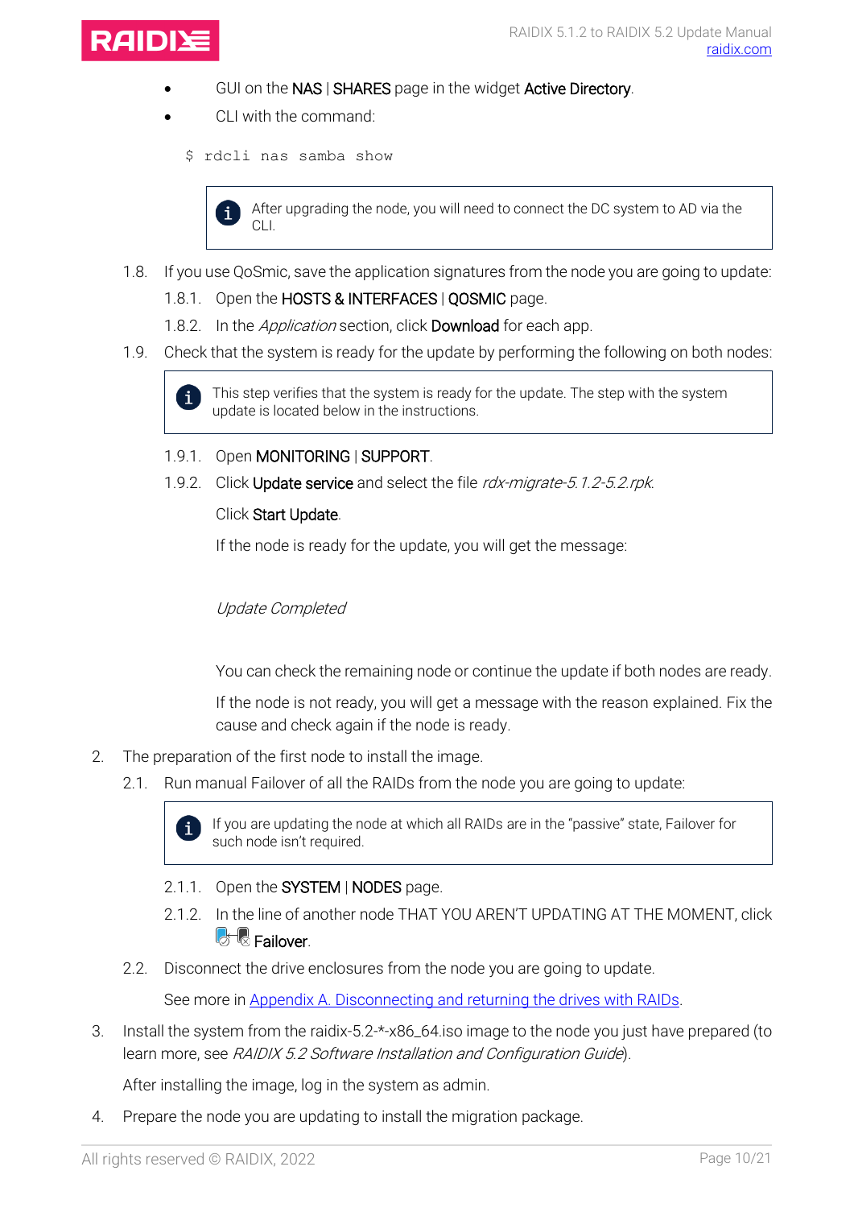- GUI on the **NAS** | **SHARES** page in the widget **Active Directory**.
- CLI with the command:

```
$ rdcli nas samba show
```

> After upgrading the node, you will need to connect the DC system to AD via the CLI.

1.8. If you use QoSmic, save the application signatures from the node you are going to update:

1.8.1. Open the **HOSTS & INTERFACES** | **QOSMIC** page.

1.8.2. In the *Application* section, click **Download** for each app.

1.9. Check that the system is ready for the update by performing the following on both nodes:

> This step verifies that the system is ready for the update. The step with the system update is located below in the instructions.

1.9.1. Open **MONITORING** | **SUPPORT**.

1.9.2. Click **Update service** and select the file *rdx-migrate-5.1.2-5.2.rpk*.

Click **Start Update**.

If the node is ready for the update, you will get the message:

*Update Completed*

You can check the remaining node or continue the update if both nodes are ready.

If the node is not ready, you will get a message with the reason explained. Fix the cause and check again if the node is ready.

2. The preparation of the first node to install the image.

2.1. Run manual Failover of all the RAIDs from the node you are going to update:

> If you are updating the node at which all RAIDs are in the "passive" state, Failover for such node isn't required.

2.1.1. Open the **SYSTEM** | **NODES** page.

2.1.2. In the line of another node THAT YOU AREN'T UPDATING AT THE MOMENT, click **Failover**.

2.2. Disconnect the drive enclosures from the node you are going to update.

See more in Appendix A. Disconnecting and returning the drives with RAIDs.

3. Install the system from the raidix-5.2-*-x86_64.iso image to the node you just have prepared (to learn more, see *RAIDIX 5.2 Software Installation and Configuration Guide*).

After installing the image, log in the system as admin.

4. Prepare the node you are updating to install the migration package.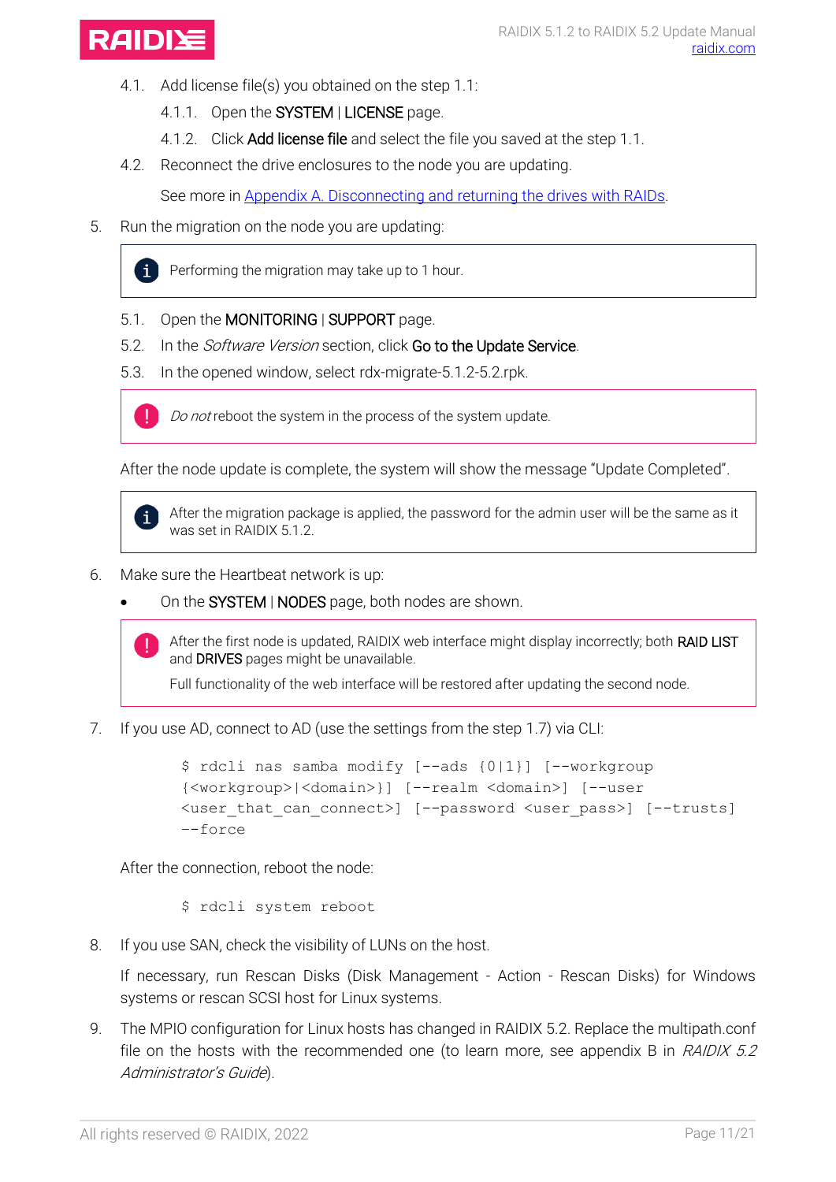4.1. Add license file(s) you obtained on the step 1.1:

   4.1.1. Open the **SYSTEM** | **LICENSE** page.

   4.1.2. Click **Add license file** and select the file you saved at the step 1.1.

4.2. Reconnect the drive enclosures to the node you are updating.

   See more in [Appendix A. Disconnecting and returning the drives with RAIDs](#).

5. Run the migration on the node you are updating:

> ℹ Performing the migration may take up to 1 hour.

5.1. Open the **MONITORING** | **SUPPORT** page.

5.2. In the *Software Version* section, click **Go to the Update Service**.

5.3. In the opened window, select rdx-migrate-5.1.2-5.2.rpk.

> ❗ *Do not* reboot the system in the process of the system update.

After the node update is complete, the system will show the message "Update Completed".

> ℹ After the migration package is applied, the password for the admin user will be the same as it was set in RAIDIX 5.1.2.

6. Make sure the Heartbeat network is up:

   - On the **SYSTEM** | **NODES** page, both nodes are shown.

> ❗ After the first node is updated, RAIDIX web interface might display incorrectly; both **RAID LIST** and **DRIVES** pages might be unavailable.
>
> Full functionality of the web interface will be restored after updating the second node.

7. If you use AD, connect to AD (use the settings from the step 1.7) via CLI:

```
$ rdcli nas samba modify [--ads {0|1}] [--workgroup
{<workgroup>|<domain>}] [--realm <domain>] [--user
<user_that_can_connect>] [--password <user_pass>] [--trusts]
--force
```

   After the connection, reboot the node:

```
$ rdcli system reboot
```

8. If you use SAN, check the visibility of LUNs on the host.

   If necessary, run Rescan Disks (Disk Management - Action - Rescan Disks) for Windows systems or rescan SCSI host for Linux systems.

9. The MPIO configuration for Linux hosts has changed in RAIDIX 5.2. Replace the multipath.conf file on the hosts with the recommended one (to learn more, see appendix B in *RAIDIX 5.2 Administrator's Guide*).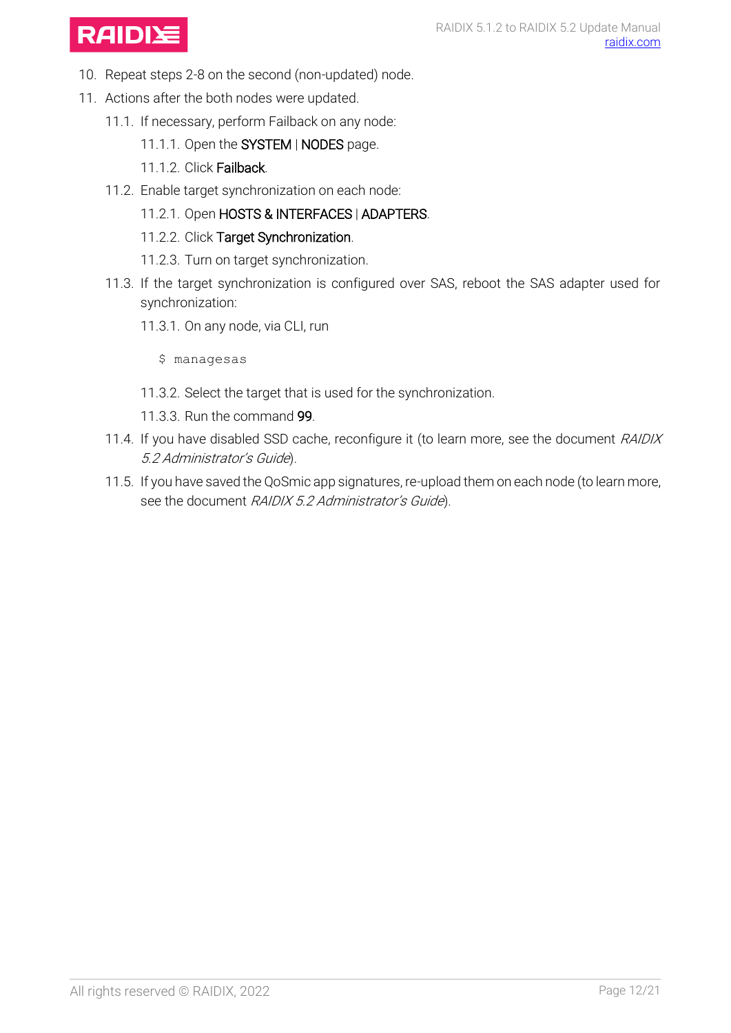10. Repeat steps 2-8 on the second (non-updated) node.
11. Actions after the both nodes were updated.
    11.1. If necessary, perform Failback on any node:
        11.1.1. Open the **SYSTEM** | **NODES** page.
        11.1.2. Click **Failback**.
    11.2. Enable target synchronization on each node:
        11.2.1. Open **HOSTS & INTERFACES** | **ADAPTERS**.
        11.2.2. Click **Target Synchronization**.
        11.2.3. Turn on target synchronization.
    11.3. If the target synchronization is configured over SAS, reboot the SAS adapter used for synchronization:
        11.3.1. On any node, via CLI, run

        ```
        $ managesas
        ```

        11.3.2. Select the target that is used for the synchronization.
        11.3.3. Run the command **99**.
    11.4. If you have disabled SSD cache, reconfigure it (to learn more, see the document *RAIDIX 5.2 Administrator's Guide*).
    11.5. If you have saved the QoSmic app signatures, re-upload them on each node (to learn more, see the document *RAIDIX 5.2 Administrator's Guide*).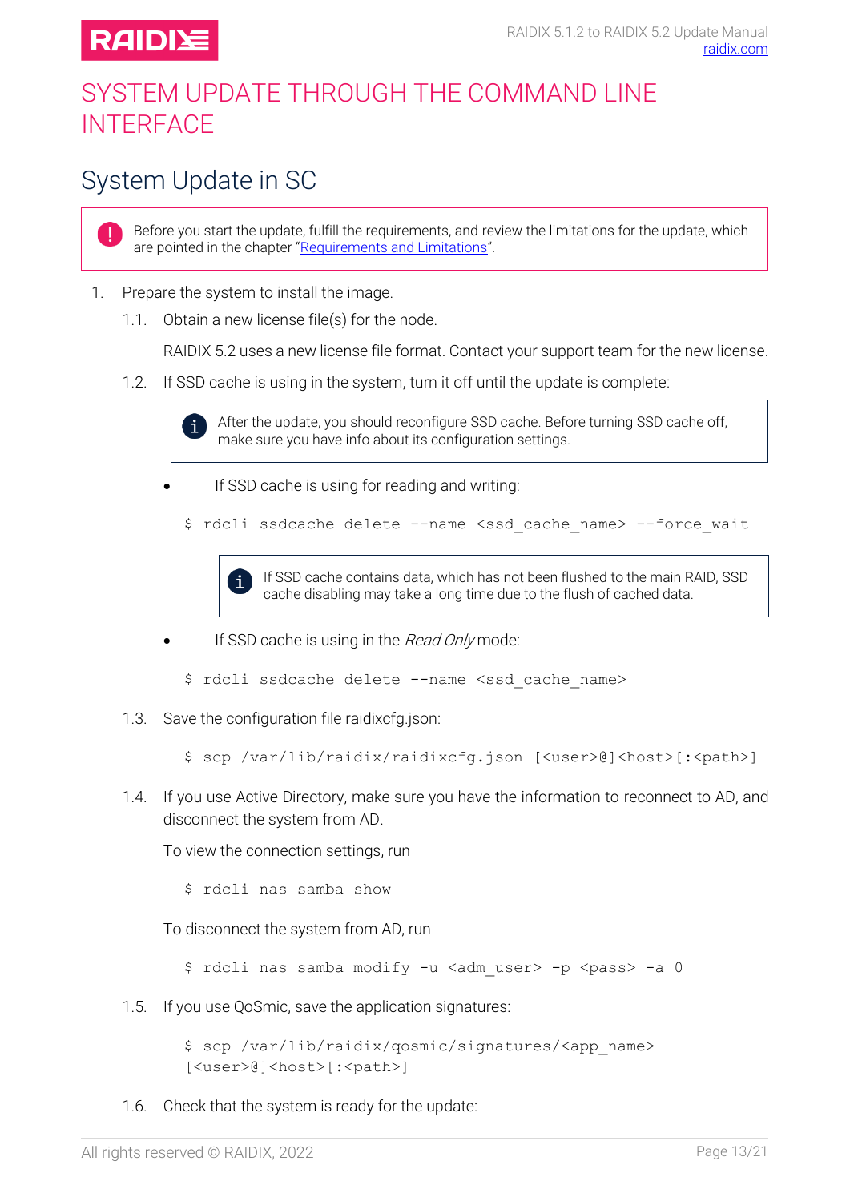# SYSTEM UPDATE THROUGH THE COMMAND LINE INTERFACE

## System Update in SC

> Before you start the update, fulfill the requirements, and review the limitations for the update, which are pointed in the chapter "Requirements and Limitations".

1. Prepare the system to install the image.

   1.1. Obtain a new license file(s) for the node.

   RAIDIX 5.2 uses a new license file format. Contact your support team for the new license.

   1.2. If SSD cache is using in the system, turn it off until the update is complete:

   > After the update, you should reconfigure SSD cache. Before turning SSD cache off, make sure you have info about its configuration settings.

   - If SSD cache is using for reading and writing:

   ```
   $ rdcli ssdcache delete --name <ssd_cache_name> --force_wait
   ```

   > If SSD cache contains data, which has not been flushed to the main RAID, SSD cache disabling may take a long time due to the flush of cached data.

   - If SSD cache is using in the *Read Only* mode:

   ```
   $ rdcli ssdcache delete --name <ssd_cache_name>
   ```

   1.3. Save the configuration file raidixcfg.json:

   ```
   $ scp /var/lib/raidix/raidixcfg.json [<user>@]<host>[:<path>]
   ```

   1.4. If you use Active Directory, make sure you have the information to reconnect to AD, and disconnect the system from AD.

   To view the connection settings, run

   ```
   $ rdcli nas samba show
   ```

   To disconnect the system from AD, run

   ```
   $ rdcli nas samba modify -u <adm_user> -p <pass> -a 0
   ```

   1.5. If you use QoSmic, save the application signatures:

   ```
   $ scp /var/lib/raidix/qosmic/signatures/<app_name>
   [<user>@]<host>[:<path>]
   ```

   1.6. Check that the system is ready for the update: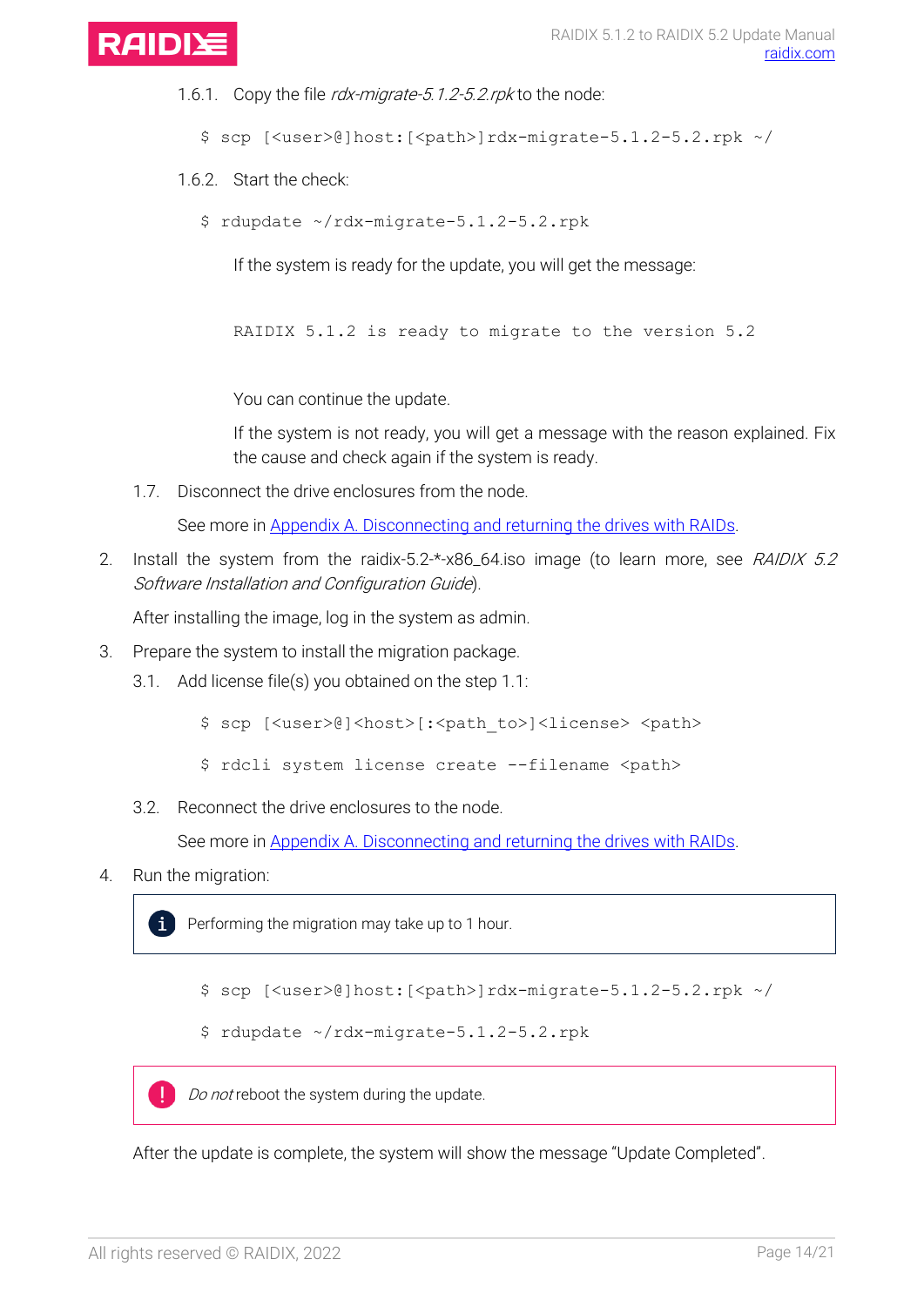1.6.1. Copy the file *rdx-migrate-5.1.2-5.2.rpk* to the node:

```
$ scp [<user>@]host:[<path>]rdx-migrate-5.1.2-5.2.rpk ~/
```

1.6.2. Start the check:

```
$ rdupdate ~/rdx-migrate-5.1.2-5.2.rpk
```

If the system is ready for the update, you will get the message:

```
RAIDIX 5.1.2 is ready to migrate to the version 5.2
```

You can continue the update.

If the system is not ready, you will get a message with the reason explained. Fix the cause and check again if the system is ready.

1.7. Disconnect the drive enclosures from the node.

See more in Appendix A. Disconnecting and returning the drives with RAIDs.

2. Install the system from the raidix-5.2-*-x86_64.iso image (to learn more, see *RAIDIX 5.2 Software Installation and Configuration Guide*).

   After installing the image, log in the system as admin.

3. Prepare the system to install the migration package.

3.1. Add license file(s) you obtained on the step 1.1:

```
$ scp [<user>@]<host>[:<path_to>]<license> <path>
$ rdcli system license create --filename <path>
```

3.2. Reconnect the drive enclosures to the node.

See more in Appendix A. Disconnecting and returning the drives with RAIDs.

4. Run the migration:

> Performing the migration may take up to 1 hour.

```
$ scp [<user>@]host:[<path>]rdx-migrate-5.1.2-5.2.rpk ~/
$ rdupdate ~/rdx-migrate-5.1.2-5.2.rpk
```

> *Do not* reboot the system during the update.

After the update is complete, the system will show the message “Update Completed”.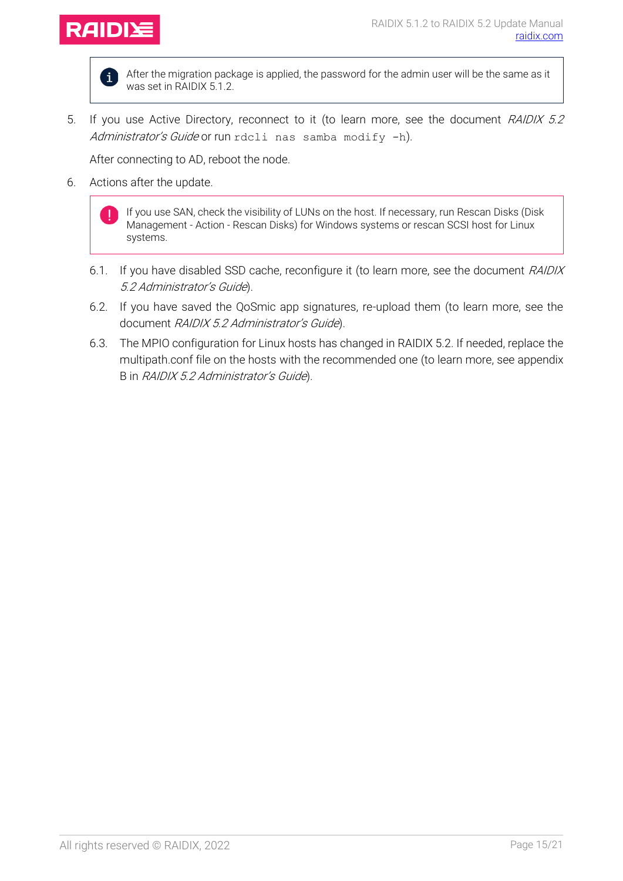> After the migration package is applied, the password for the admin user will be the same as it was set in RAIDIX 5.1.2.

5. If you use Active Directory, reconnect to it (to learn more, see the document *RAIDIX 5.2 Administrator's Guide* or run `rdcli nas samba modify -h`).

   After connecting to AD, reboot the node.

6. Actions after the update.

   > If you use SAN, check the visibility of LUNs on the host. If necessary, run Rescan Disks (Disk Management - Action - Rescan Disks) for Windows systems or rescan SCSI host for Linux systems.

   6.1. If you have disabled SSD cache, reconfigure it (to learn more, see the document *RAIDIX 5.2 Administrator's Guide*).

   6.2. If you have saved the QoSmic app signatures, re-upload them (to learn more, see the document *RAIDIX 5.2 Administrator's Guide*).

   6.3. The MPIO configuration for Linux hosts has changed in RAIDIX 5.2. If needed, replace the multipath.conf file on the hosts with the recommended one (to learn more, see appendix B in *RAIDIX 5.2 Administrator's Guide*).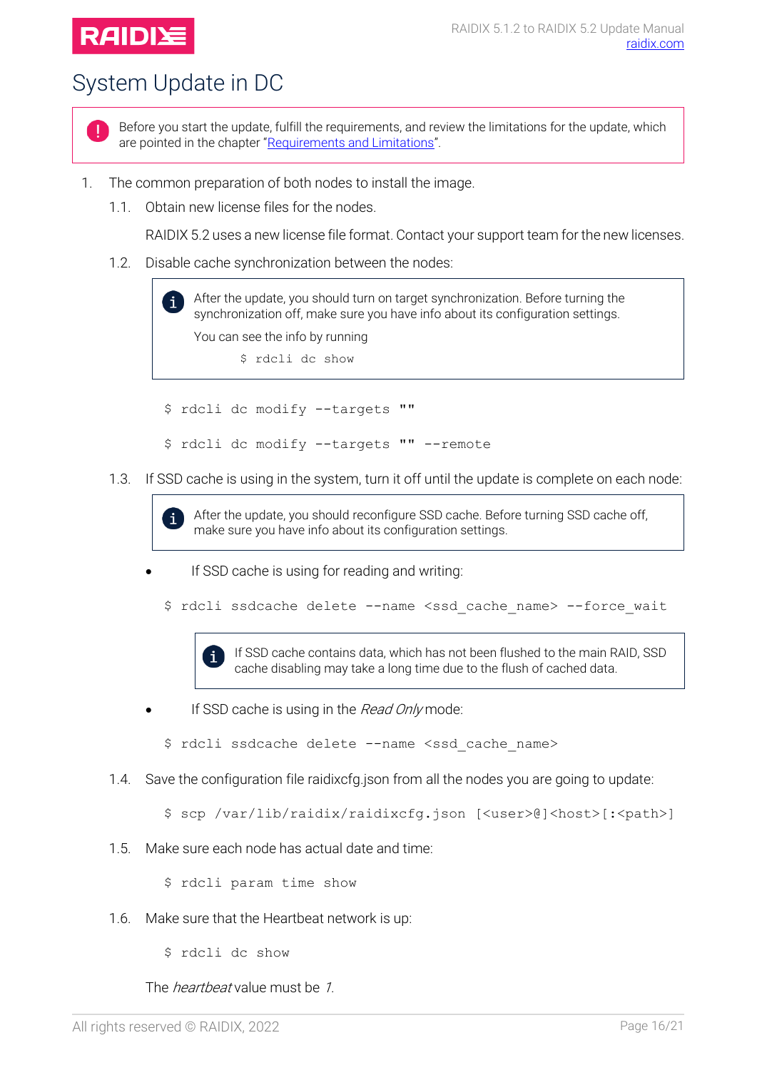# System Update in DC

> **!** Before you start the update, fulfill the requirements, and review the limitations for the update, which are pointed in the chapter "Requirements and Limitations".

1. The common preparation of both nodes to install the image.

   1.1. Obtain new license files for the nodes.

   RAIDIX 5.2 uses a new license file format. Contact your support team for the new licenses.

   1.2. Disable cache synchronization between the nodes:

   > **i** After the update, you should turn on target synchronization. Before turning the synchronization off, make sure you have info about its configuration settings.
   >
   > You can see the info by running
   >
   > ```
   > $ rdcli dc show
   > ```

   ```
   $ rdcli dc modify --targets ""
   ```

   ```
   $ rdcli dc modify --targets "" --remote
   ```

   1.3. If SSD cache is using in the system, turn it off until the update is complete on each node:

   > **i** After the update, you should reconfigure SSD cache. Before turning SSD cache off, make sure you have info about its configuration settings.

   - If SSD cache is using for reading and writing:

   ```
   $ rdcli ssdcache delete --name <ssd_cache_name> --force_wait
   ```

   > **i** If SSD cache contains data, which has not been flushed to the main RAID, SSD cache disabling may take a long time due to the flush of cached data.

   - If SSD cache is using in the *Read Only* mode:

   ```
   $ rdcli ssdcache delete --name <ssd_cache_name>
   ```

   1.4. Save the configuration file raidixcfg.json from all the nodes you are going to update:

   ```
   $ scp /var/lib/raidix/raidixcfg.json [<user>@]<host>[:<path>]
   ```

   1.5. Make sure each node has actual date and time:

   ```
   $ rdcli param time show
   ```

   1.6. Make sure that the Heartbeat network is up:

   ```
   $ rdcli dc show
   ```

   The *heartbeat* value must be *1*.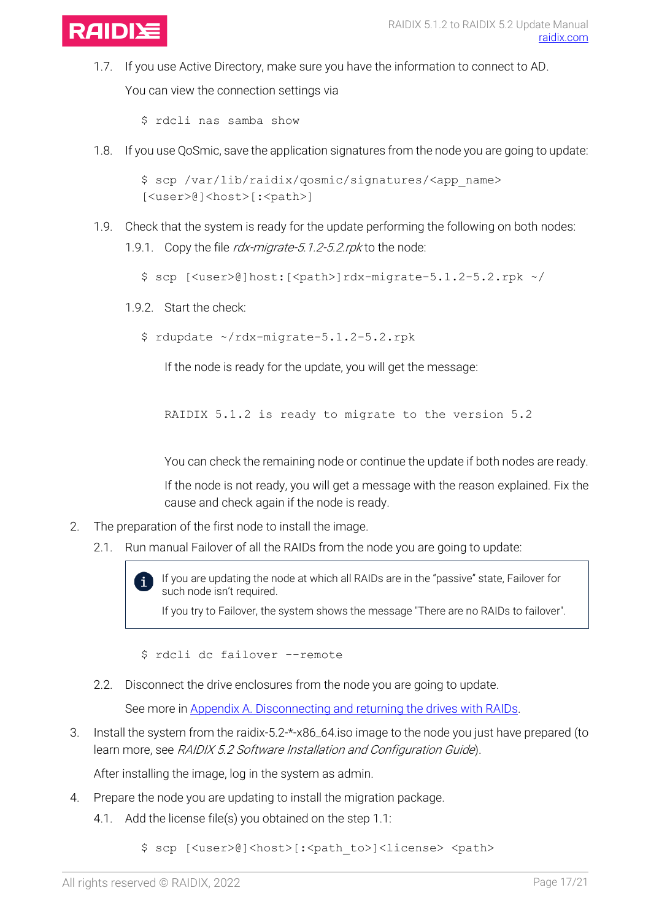1.7. If you use Active Directory, make sure you have the information to connect to AD.

   You can view the connection settings via

   ```
   $ rdcli nas samba show
   ```

1.8. If you use QoSmic, save the application signatures from the node you are going to update:

   ```
   $ scp /var/lib/raidix/qosmic/signatures/<app_name>
   [<user>@]<host>[:<path>]
   ```

1.9. Check that the system is ready for the update performing the following on both nodes:

   1.9.1. Copy the file *rdx-migrate-5.1.2-5.2.rpk* to the node:

   ```
   $ scp [<user>@]host:[<path>]rdx-migrate-5.1.2-5.2.rpk ~/
   ```

   1.9.2. Start the check:

   ```
   $ rdupdate ~/rdx-migrate-5.1.2-5.2.rpk
   ```

   If the node is ready for the update, you will get the message:

   ```
   RAIDIX 5.1.2 is ready to migrate to the version 5.2
   ```

   You can check the remaining node or continue the update if both nodes are ready.

   If the node is not ready, you will get a message with the reason explained. Fix the cause and check again if the node is ready.

2. The preparation of the first node to install the image.

   2.1. Run manual Failover of all the RAIDs from the node you are going to update:

   > If you are updating the node at which all RAIDs are in the "passive" state, Failover for such node isn't required.
   >
   > If you try to Failover, the system shows the message "There are no RAIDs to failover".

   ```
   $ rdcli dc failover --remote
   ```

   2.2. Disconnect the drive enclosures from the node you are going to update.

   See more in Appendix A. Disconnecting and returning the drives with RAIDs.

3. Install the system from the raidix-5.2-*-x86_64.iso image to the node you just have prepared (to learn more, see *RAIDIX 5.2 Software Installation and Configuration Guide*).

   After installing the image, log in the system as admin.

4. Prepare the node you are updating to install the migration package.

   4.1. Add the license file(s) you obtained on the step 1.1:

   ```
   $ scp [<user>@]<host>[:<path_to>]<license> <path>
   ```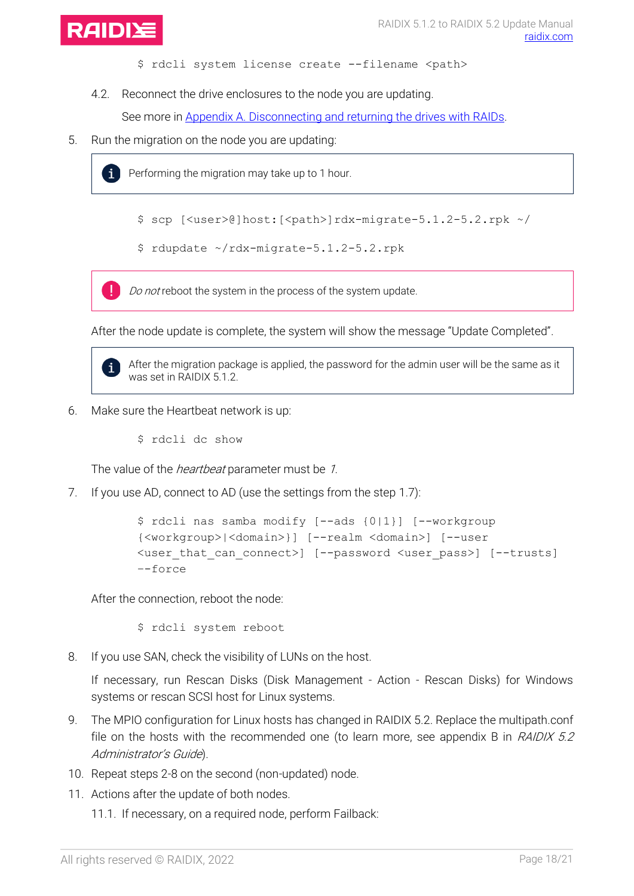```
$ rdcli system license create --filename <path>
```

4.2. Reconnect the drive enclosures to the node you are updating.

See more in Appendix A. Disconnecting and returning the drives with RAIDs.

5. Run the migration on the node you are updating:

> Performing the migration may take up to 1 hour.

```
$ scp [<user>@]host:[<path>]rdx-migrate-5.1.2-5.2.rpk ~/
```

```
$ rdupdate ~/rdx-migrate-5.1.2-5.2.rpk
```

> *Do not* reboot the system in the process of the system update.

After the node update is complete, the system will show the message "Update Completed".

> After the migration package is applied, the password for the admin user will be the same as it was set in RAIDIX 5.1.2.

6. Make sure the Heartbeat network is up:

```
$ rdcli dc show
```

The value of the *heartbeat* parameter must be *1*.

7. If you use AD, connect to AD (use the settings from the step 1.7):

```
$ rdcli nas samba modify [--ads {0|1}] [--workgroup
{<workgroup>|<domain>}] [--realm <domain>] [--user
<user_that_can_connect>] [--password <user_pass>] [--trusts]
--force
```

After the connection, reboot the node:

```
$ rdcli system reboot
```

8. If you use SAN, check the visibility of LUNs on the host.

If necessary, run Rescan Disks (Disk Management - Action - Rescan Disks) for Windows systems or rescan SCSI host for Linux systems.

9. The MPIO configuration for Linux hosts has changed in RAIDIX 5.2. Replace the multipath.conf file on the hosts with the recommended one (to learn more, see appendix B in *RAIDIX 5.2 Administrator's Guide*).
10. Repeat steps 2-8 on the second (non-updated) node.
11. Actions after the update of both nodes.

11.1. If necessary, on a required node, perform Failback: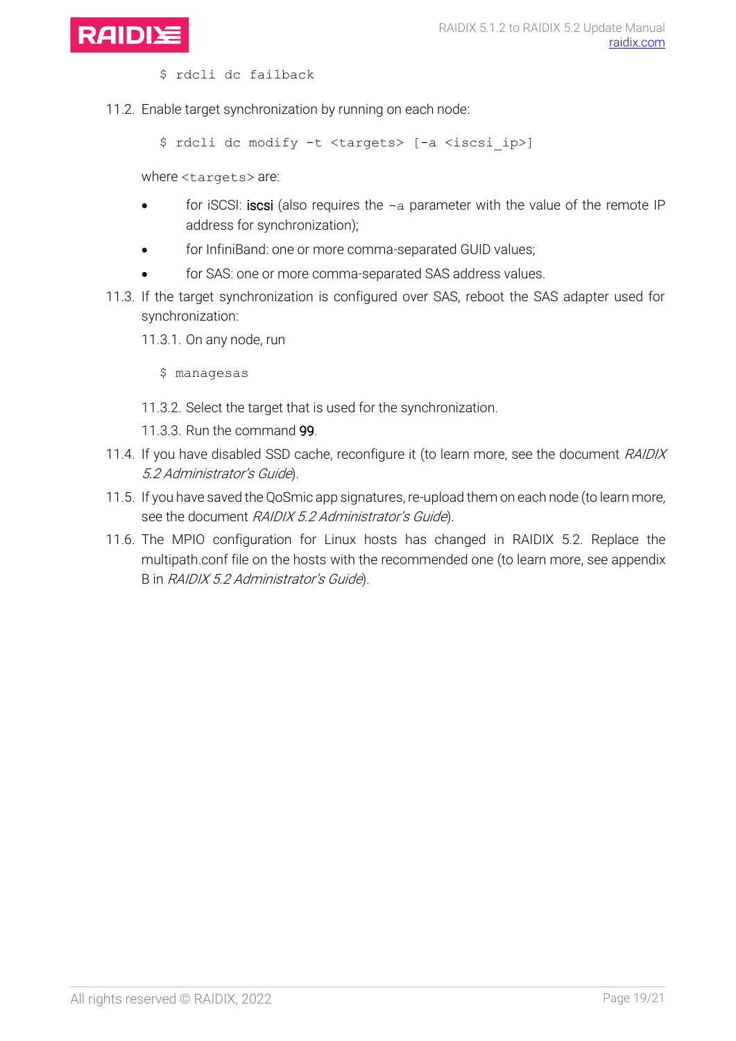```
$ rdcli dc failback
```

11.2. Enable target synchronization by running on each node:

```
$ rdcli dc modify -t <targets> [-a <iscsi_ip>]
```

where `<targets>` are:

- for iSCSI: iscsi (also requires the `–a` parameter with the value of the remote IP address for synchronization);
- for InfiniBand: one or more comma-separated GUID values;
- for SAS: one or more comma-separated SAS address values.

11.3. If the target synchronization is configured over SAS, reboot the SAS adapter used for synchronization:

11.3.1. On any node, run

```
$ managesas
```

11.3.2. Select the target that is used for the synchronization.

11.3.3. Run the command 99.

11.4. If you have disabled SSD cache, reconfigure it (to learn more, see the document *RAIDIX 5.2 Administrator's Guide*).

11.5. If you have saved the QoSmic app signatures, re-upload them on each node (to learn more, see the document *RAIDIX 5.2 Administrator's Guide*).

11.6. The MPIO configuration for Linux hosts has changed in RAIDIX 5.2. Replace the multipath.conf file on the hosts with the recommended one (to learn more, see appendix B in *RAIDIX 5.2 Administrator's Guide*).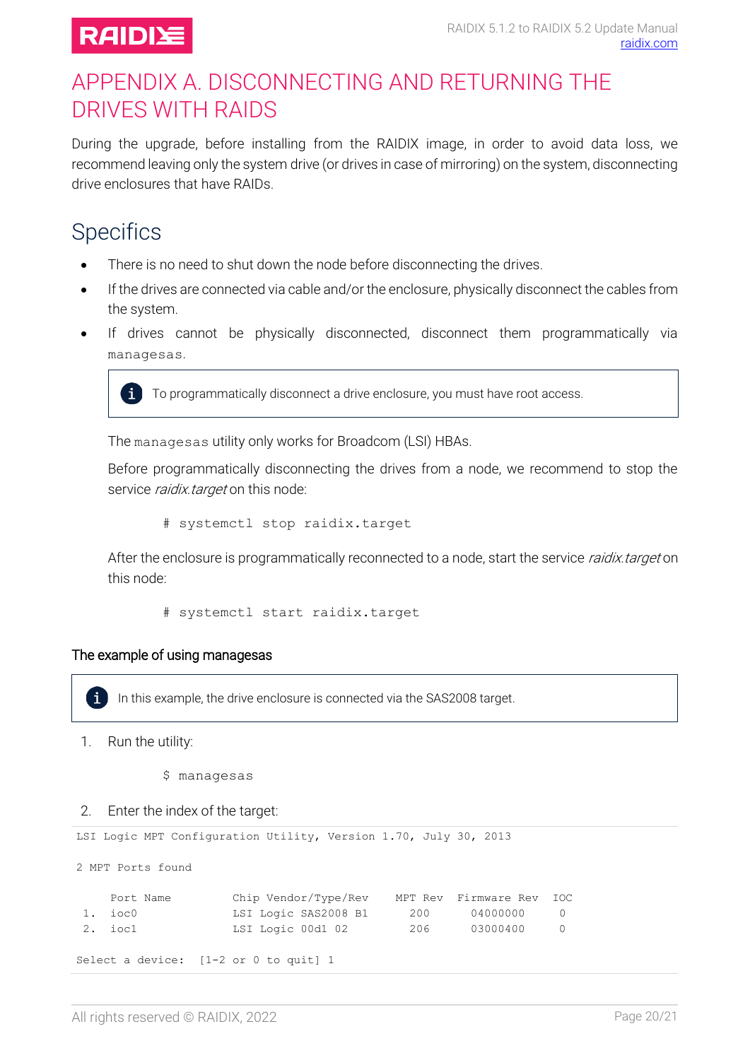# APPENDIX A. DISCONNECTING AND RETURNING THE DRIVES WITH RAIDS

During the upgrade, before installing from the RAIDIX image, in order to avoid data loss, we recommend leaving only the system drive (or drives in case of mirroring) on the system, disconnecting drive enclosures that have RAIDs.

## Specifics

- There is no need to shut down the node before disconnecting the drives.
- If the drives are connected via cable and/or the enclosure, physically disconnect the cables from the system.
- If drives cannot be physically disconnected, disconnect them programmatically via `managesas`.

  > To programmatically disconnect a drive enclosure, you must have root access.

  The `managesas` utility only works for Broadcom (LSI) HBAs.

  Before programmatically disconnecting the drives from a node, we recommend to stop the service *raidix.target* on this node:

  ```
  # systemctl stop raidix.target
  ```

  After the enclosure is programmatically reconnected to a node, start the service *raidix.target* on this node:

  ```
  # systemctl start raidix.target
  ```

### The example of using managesas

> In this example, the drive enclosure is connected via the SAS2008 target.

1. Run the utility:

   ```
   $ managesas
   ```

2. Enter the index of the target:

```
LSI Logic MPT Configuration Utility, Version 1.70, July 30, 2013

2 MPT Ports found

     Port Name         Chip Vendor/Type/Rev    MPT Rev  Firmware Rev  IOC
 1.  ioc0              LSI Logic SAS2008 B1     200      04000000     0
 2.  ioc1              LSI Logic 00d1 02        206      03000400     0

Select a device:  [1-2 or 0 to quit] 1
```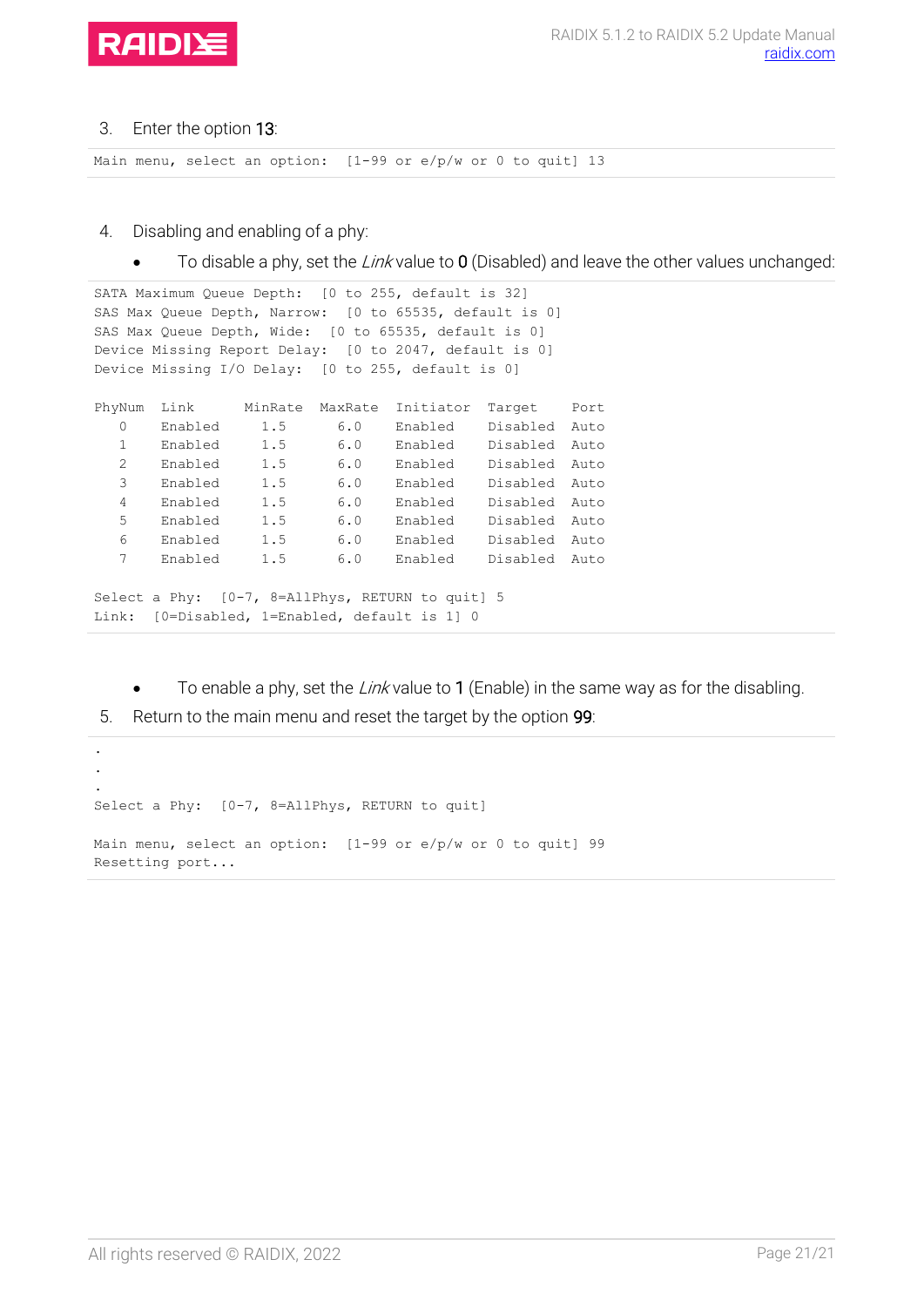3. Enter the option **13**:

```
Main menu, select an option:  [1-99 or e/p/w or 0 to quit] 13
```

4. Disabling and enabling of a phy:

   - To disable a phy, set the *Link* value to **0** (Disabled) and leave the other values unchanged:

```
SATA Maximum Queue Depth:  [0 to 255, default is 32]
SAS Max Queue Depth, Narrow:  [0 to 65535, default is 0]
SAS Max Queue Depth, Wide:  [0 to 65535, default is 0]
Device Missing Report Delay:  [0 to 2047, default is 0]
Device Missing I/O Delay:  [0 to 255, default is 0]

PhyNum  Link     MinRate  MaxRate  Initiator  Target    Port
   0    Enabled    1.5      6.0    Enabled    Disabled  Auto
   1    Enabled    1.5      6.0    Enabled    Disabled  Auto
   2    Enabled    1.5      6.0    Enabled    Disabled  Auto
   3    Enabled    1.5      6.0    Enabled    Disabled  Auto
   4    Enabled    1.5      6.0    Enabled    Disabled  Auto
   5    Enabled    1.5      6.0    Enabled    Disabled  Auto
   6    Enabled    1.5      6.0    Enabled    Disabled  Auto
   7    Enabled    1.5      6.0    Enabled    Disabled  Auto

Select a Phy:  [0-7, 8=AllPhys, RETURN to quit] 5
Link:  [0=Disabled, 1=Enabled, default is 1] 0
```

   - To enable a phy, set the *Link* value to **1** (Enable) in the same way as for the disabling.

5. Return to the main menu and reset the target by the option **99**:

```
.
.
.
Select a Phy:  [0-7, 8=AllPhys, RETURN to quit]

Main menu, select an option:  [1-99 or e/p/w or 0 to quit] 99
Resetting port...
```